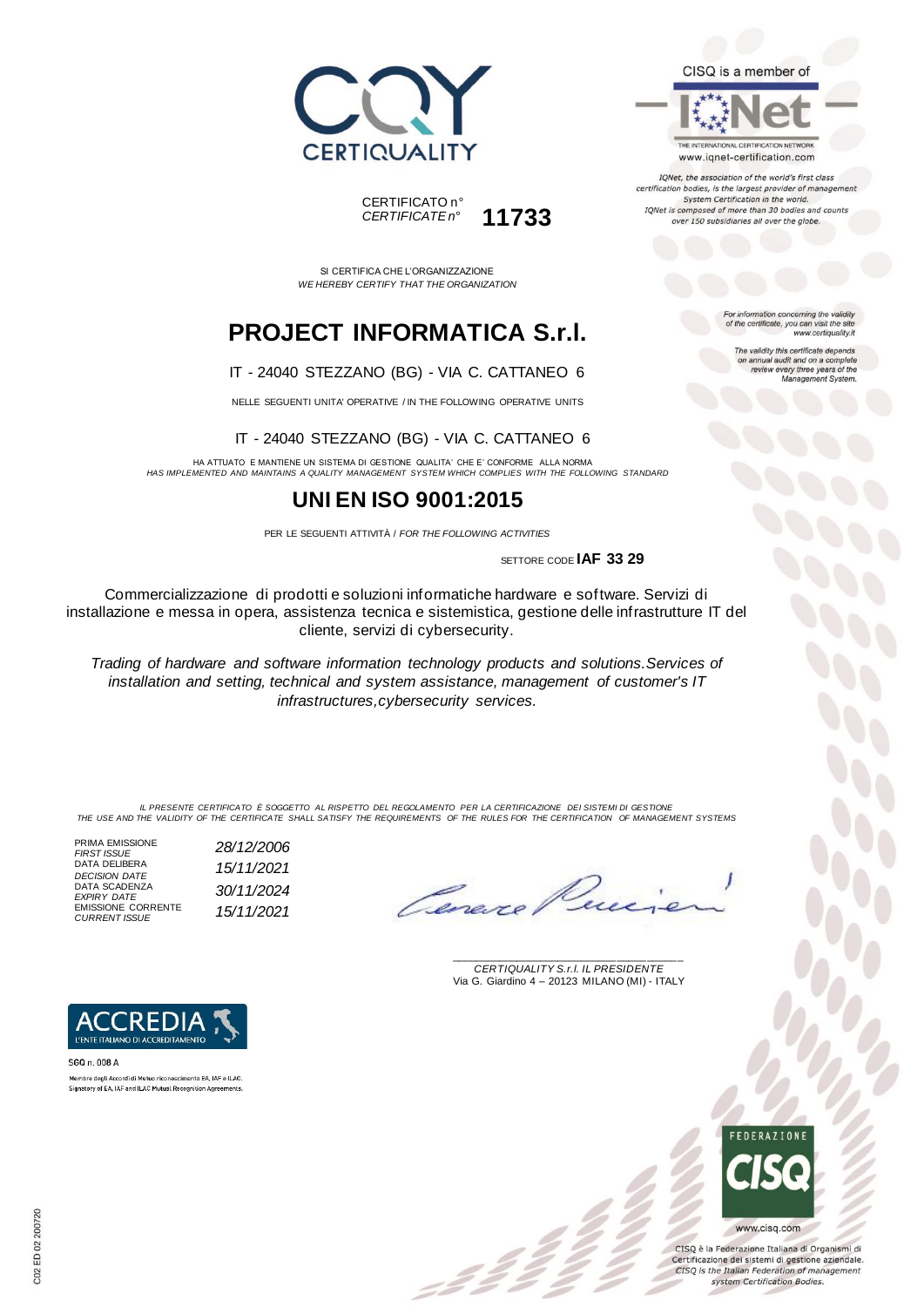CERTIQUALITY

CISQ is a member of

IQNet

THE INTERNATIONAL CERTIFICATION NETWORK
www.iqnet-certification.com

*IQNet, the association of the world's first class certification bodies, is the largest provider of management System Certification in the world. IQNet is composed of more than 30 bodies and counts over 150 subsidiaries all over the globe.*

CERTIFICATO n°
*CERTIFICATE n°* **11733**

*For information concerning the validity of the certificate, you can visit the site www.certiquality.it*

*The validity this certificate depends on annual audit and on a complete review every three years of the Management System.*

SI CERTIFICA CHE L'ORGANIZZAZIONE
*WE HEREBY CERTIFY THAT THE ORGANIZATION*

# PROJECT INFORMATICA S.r.l.

IT - 24040 STEZZANO (BG) - VIA C. CATTANEO 6

NELLE SEGUENTI UNITA' OPERATIVE / IN THE FOLLOWING OPERATIVE UNITS

IT - 24040 STEZZANO (BG) - VIA C. CATTANEO 6

HA ATTUATO E MANTIENE UN SISTEMA DI GESTIONE QUALITA' CHE E' CONFORME ALLA NORMA
*HAS IMPLEMENTED AND MAINTAINS A QUALITY MANAGEMENT SYSTEM WHICH COMPLIES WITH THE FOLLOWING STANDARD*

# UNI EN ISO 9001:2015

PER LE SEGUENTI ATTIVITÀ / *FOR THE FOLLOWING ACTIVITIES*

SETTORE CODE **IAF 33 29**

Commercializzazione di prodotti e soluzioni informatiche hardware e software. Servizi di installazione e messa in opera, assistenza tecnica e sistemistica, gestione delle infrastrutture IT del cliente, servizi di cybersecurity.

*Trading of hardware and software information technology products and solutions.Services of installation and setting, technical and system assistance, management of customer's IT infrastructures,cybersecurity services.*

*IL PRESENTE CERTIFICATO È SOGGETTO AL RISPETTO DEL REGOLAMENTO PER LA CERTIFICAZIONE DEI SISTEMI DI GESTIONE*
*THE USE AND THE VALIDITY OF THE CERTIFICATE SHALL SATISFY THE REQUIREMENTS OF THE RULES FOR THE CERTIFICATION OF MANAGEMENT SYSTEMS*

| | |
|---|---|
| PRIMA EMISSIONE *FIRST ISSUE* | *28/12/2006* |
| DATA DELIBERA *DECISION DATE* | *15/11/2021* |
| DATA SCADENZA *EXPIRY DATE* | *30/11/2024* |
| EMISSIONE CORRENTE *CURRENT ISSUE* | *15/11/2021* |

*CERTIQUALITY S.r.l. IL PRESIDENTE*
Via G. Giardino 4 – 20123 MILANO (MI) - ITALY

ACCREDIA
L'ENTE ITALIANO DI ACCREDITAMENTO

SGQ n. 008 A

Membro degli Accordi di Mutuo riconoscimento EA, IAF e ILAC.
Signatory of EA, IAF and ILAC Mutual Recognition Agreements.

FEDERAZIONE CISQ

www.cisq.com

CISQ è la Federazione Italiana di Organismi di Certificazione dei sistemi di gestione aziendale.
*CISQ is the Italian Federation of management system Certification Bodies.*

C02 ED 02 200720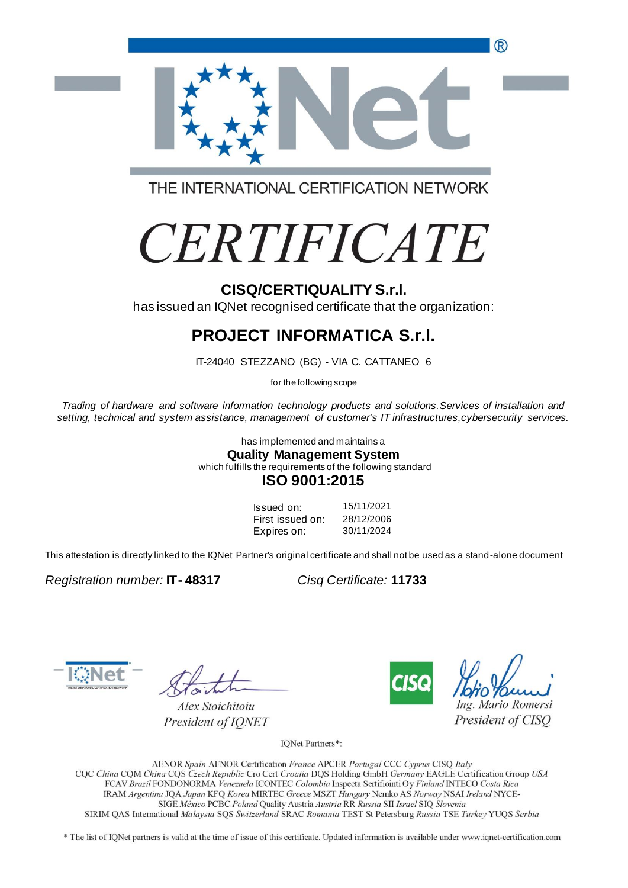THE INTERNATIONAL CERTIFICATION NETWORK

# CERTIFICATE

## CISQ/CERTIQUALITY S.r.l.

has issued an IQNet recognised certificate that the organization:

## PROJECT INFORMATICA S.r.l.

IT-24040 STEZZANO (BG) - VIA C. CATTANEO 6

for the following scope

*Trading of hardware and software information technology products and solutions.Services of installation and setting, technical and system assistance, management of customer's IT infrastructures,cybersecurity services.*

has implemented and maintains a

**Quality Management System**

which fulfills the requirements of the following standard

**ISO 9001:2015**

| | |
|---|---|
| Issued on: | 15/11/2021 |
| First issued on: | 28/12/2006 |
| Expires on: | 30/11/2024 |

This attestation is directly linked to the IQNet Partner's original certificate and shall not be used as a stand-alone document

*Registration number:* **IT - 48317**     *Cisq Certificate:* **11733**

*Alex Stoichitoiu*
*President of IQNET*

*Ing. Mario Romersi*
*President of CISQ*

IQNet Partners*:

AENOR *Spain* AFNOR Certification *France* APCER *Portugal* CCC *Cyprus* CISQ *Italy*
CQC *China* CQM *China* CQS *Czech Republic* Cro Cert *Croatia* DQS Holding GmbH *Germany* EAGLE Certification Group *USA*
FCAV *Brazil* FONDONORMA *Venezuela* ICONTEC *Colombia* Inspecta Sertifiointi Oy *Finland* INTECO *Costa Rica*
IRAM *Argentina* JQA *Japan* KFQ *Korea* MIRTEC *Greece* MSZT *Hungary* Nemko AS *Norway* NSAI *Ireland* NYCE-SIGE *México* PCBC *Poland* Quality Austria *Austria* RR *Russia* SII *Israel* SIQ *Slovenia*
SIRIM QAS International *Malaysia* SQS *Switzerland* SRAC *Romania* TEST St Petersburg *Russia* TSE *Turkey* YUQS *Serbia*

\* The list of IQNet partners is valid at the time of issue of this certificate. Updated information is available under www.iqnet-certification.com